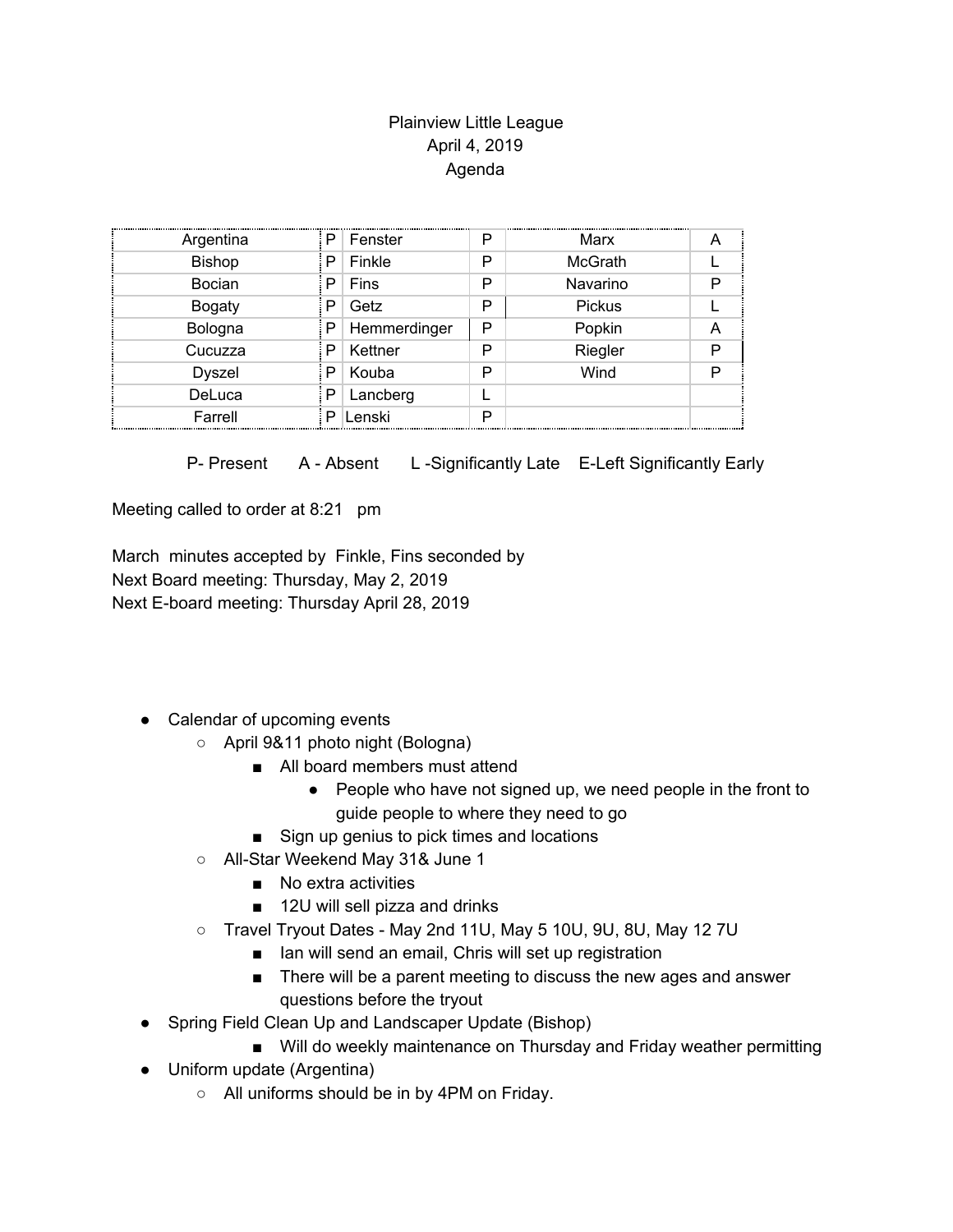Plainview Little League
April 4, 2019
Agenda

| | | | | | |
|---|---|---|---|---|---|
| Argentina | P | Fenster | P | Marx | A |
| Bishop | P | Finkle | P | McGrath | L |
| Bocian | P | Fins | P | Navarino | P |
| Bogaty | P | Getz | P | Pickus | L |
| Bologna | P | Hemmerdinger | P | Popkin | A |
| Cucuzza | P | Kettner | P | Riegler | P |
| Dyszel | P | Kouba | P | Wind | P |
| DeLuca | P | Lancberg | L | | |
| Farrell | P | Lenski | P | | |

P- Present A - Absent L -Significantly Late E-Left Significantly Early

Meeting called to order at 8:21 pm

March minutes accepted by Finkle, Fins seconded by
Next Board meeting: Thursday, May 2, 2019
Next E-board meeting: Thursday April 28, 2019

- Calendar of upcoming events
  - April 9&11 photo night (Bologna)
    - All board members must attend
      - People who have not signed up, we need people in the front to guide people to where they need to go
    - Sign up genius to pick times and locations
  - All-Star Weekend May 31& June 1
    - No extra activities
    - 12U will sell pizza and drinks
  - Travel Tryout Dates - May 2nd 11U, May 5 10U, 9U, 8U, May 12 7U
    - Ian will send an email, Chris will set up registration
    - There will be a parent meeting to discuss the new ages and answer questions before the tryout
- Spring Field Clean Up and Landscaper Update (Bishop)
    - Will do weekly maintenance on Thursday and Friday weather permitting
- Uniform update (Argentina)
  - All uniforms should be in by 4PM on Friday.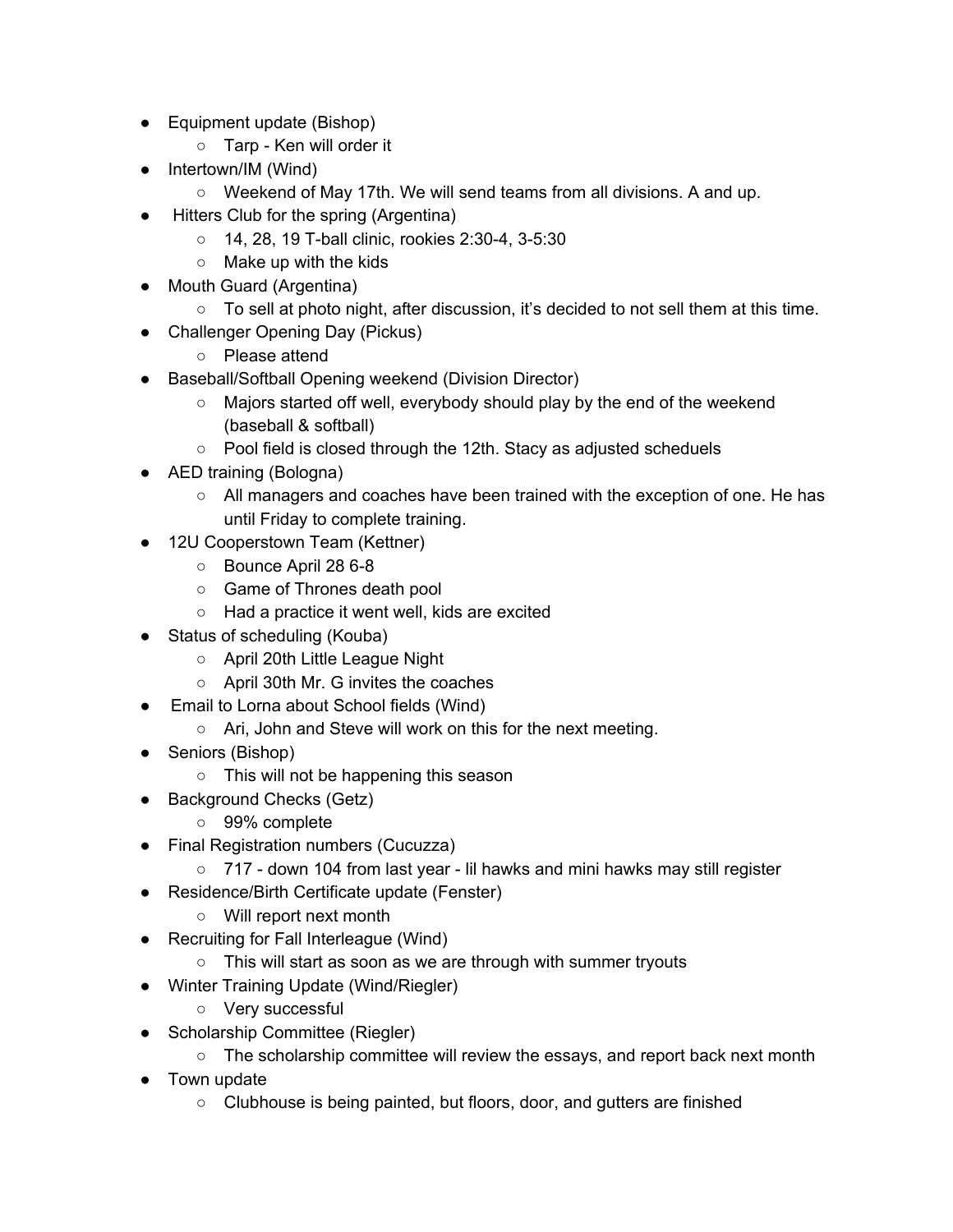- Equipment update (Bishop)
  - Tarp - Ken will order it
- Intertown/IM (Wind)
  - Weekend of May 17th. We will send teams from all divisions. A and up.
- Hitters Club for the spring (Argentina)
  - 14, 28, 19 T-ball clinic, rookies 2:30-4, 3-5:30
  - Make up with the kids
- Mouth Guard (Argentina)
  - To sell at photo night, after discussion, it's decided to not sell them at this time.
- Challenger Opening Day (Pickus)
  - Please attend
- Baseball/Softball Opening weekend (Division Director)
  - Majors started off well, everybody should play by the end of the weekend (baseball & softball)
  - Pool field is closed through the 12th. Stacy as adjusted scheduels
- AED training (Bologna)
  - All managers and coaches have been trained with the exception of one. He has until Friday to complete training.
- 12U Cooperstown Team (Kettner)
  - Bounce April 28 6-8
  - Game of Thrones death pool
  - Had a practice it went well, kids are excited
- Status of scheduling (Kouba)
  - April 20th Little League Night
  - April 30th Mr. G invites the coaches
- Email to Lorna about School fields (Wind)
  - Ari, John and Steve will work on this for the next meeting.
- Seniors (Bishop)
  - This will not be happening this season
- Background Checks (Getz)
  - 99% complete
- Final Registration numbers (Cucuzza)
  - 717 - down 104 from last year - lil hawks and mini hawks may still register
- Residence/Birth Certificate update (Fenster)
  - Will report next month
- Recruiting for Fall Interleague (Wind)
  - This will start as soon as we are through with summer tryouts
- Winter Training Update (Wind/Riegler)
  - Very successful
- Scholarship Committee (Riegler)
  - The scholarship committee will review the essays, and report back next month
- Town update
  - Clubhouse is being painted, but floors, door, and gutters are finished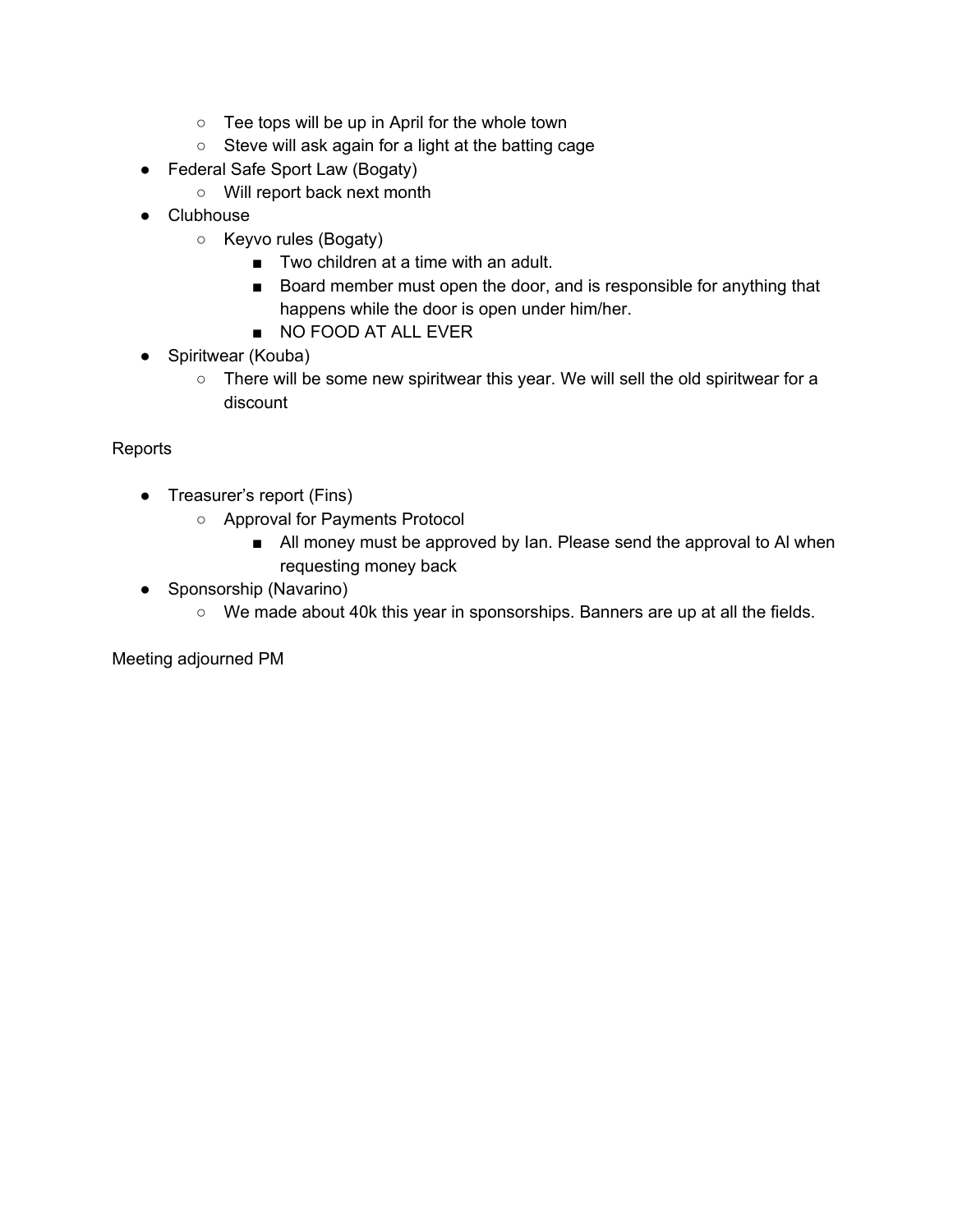- Tee tops will be up in April for the whole town
  - Steve will ask again for a light at the batting cage
- Federal Safe Sport Law (Bogaty)
  - Will report back next month
- Clubhouse
  - Keyvo rules (Bogaty)
    - Two children at a time with an adult.
    - Board member must open the door, and is responsible for anything that happens while the door is open under him/her.
    - NO FOOD AT ALL EVER
- Spiritwear (Kouba)
  - There will be some new spiritwear this year. We will sell the old spiritwear for a discount

Reports

- Treasurer's report (Fins)
  - Approval for Payments Protocol
    - All money must be approved by Ian. Please send the approval to Al when requesting money back
- Sponsorship (Navarino)
  - We made about 40k this year in sponsorships. Banners are up at all the fields.

Meeting adjourned PM